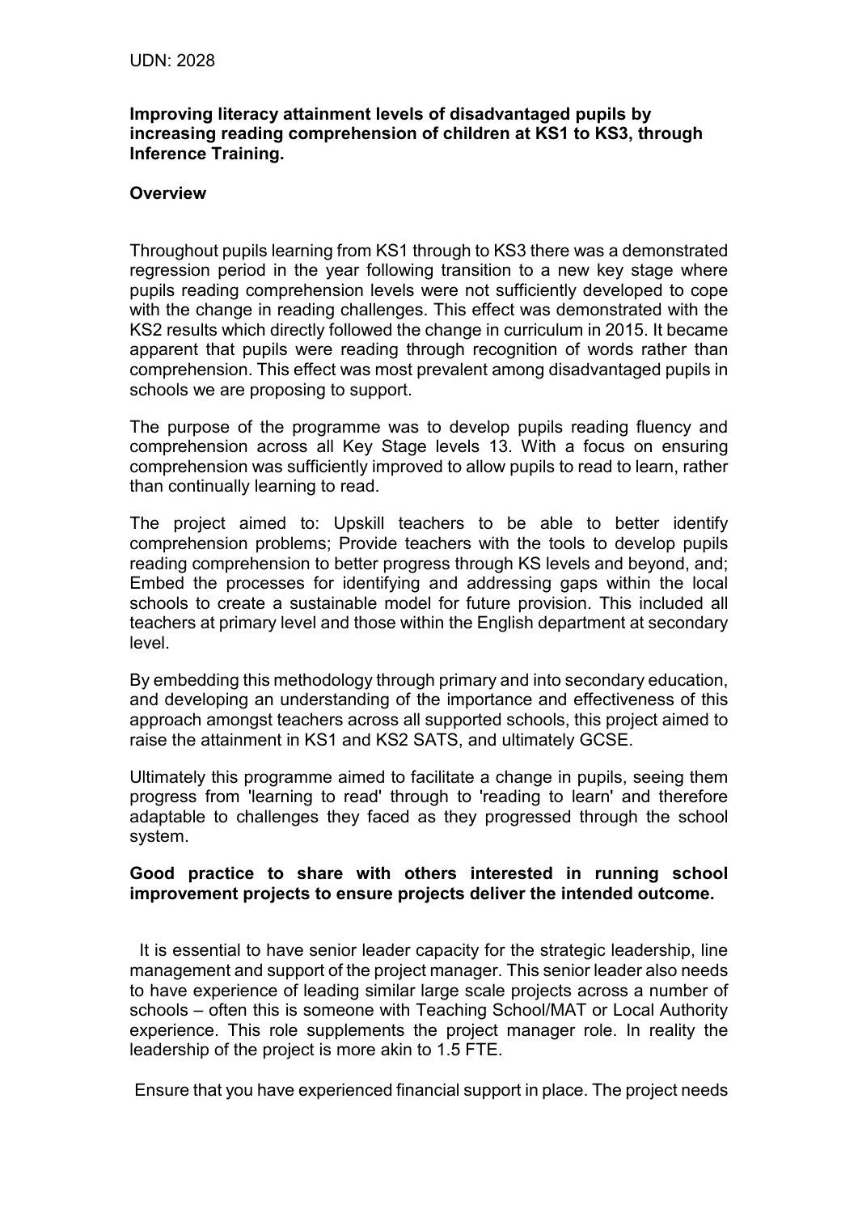UDN: 2028

**Improving literacy attainment levels of disadvantaged pupils by increasing reading comprehension of children at KS1 to KS3, through Inference Training.**

**Overview**

Throughout pupils learning from KS1 through to KS3 there was a demonstrated regression period in the year following transition to a new key stage where pupils reading comprehension levels were not sufficiently developed to cope with the change in reading challenges. This effect was demonstrated with the KS2 results which directly followed the change in curriculum in 2015. It became apparent that pupils were reading through recognition of words rather than comprehension. This effect was most prevalent among disadvantaged pupils in schools we are proposing to support.

The purpose of the programme was to develop pupils reading fluency and comprehension across all Key Stage levels 13. With a focus on ensuring comprehension was sufficiently improved to allow pupils to read to learn, rather than continually learning to read.

The project aimed to: Upskill teachers to be able to better identify comprehension problems; Provide teachers with the tools to develop pupils reading comprehension to better progress through KS levels and beyond, and; Embed the processes for identifying and addressing gaps within the local schools to create a sustainable model for future provision. This included all teachers at primary level and those within the English department at secondary level.

By embedding this methodology through primary and into secondary education, and developing an understanding of the importance and effectiveness of this approach amongst teachers across all supported schools, this project aimed to raise the attainment in KS1 and KS2 SATS, and ultimately GCSE.

Ultimately this programme aimed to facilitate a change in pupils, seeing them progress from 'learning to read' through to 'reading to learn' and therefore adaptable to challenges they faced as they progressed through the school system.

**Good practice to share with others interested in running school improvement projects to ensure projects deliver the intended outcome.**

It is essential to have senior leader capacity for the strategic leadership, line management and support of the project manager. This senior leader also needs to have experience of leading similar large scale projects across a number of schools – often this is someone with Teaching School/MAT or Local Authority experience. This role supplements the project manager role. In reality the leadership of the project is more akin to 1.5 FTE.

Ensure that you have experienced financial support in place. The project needs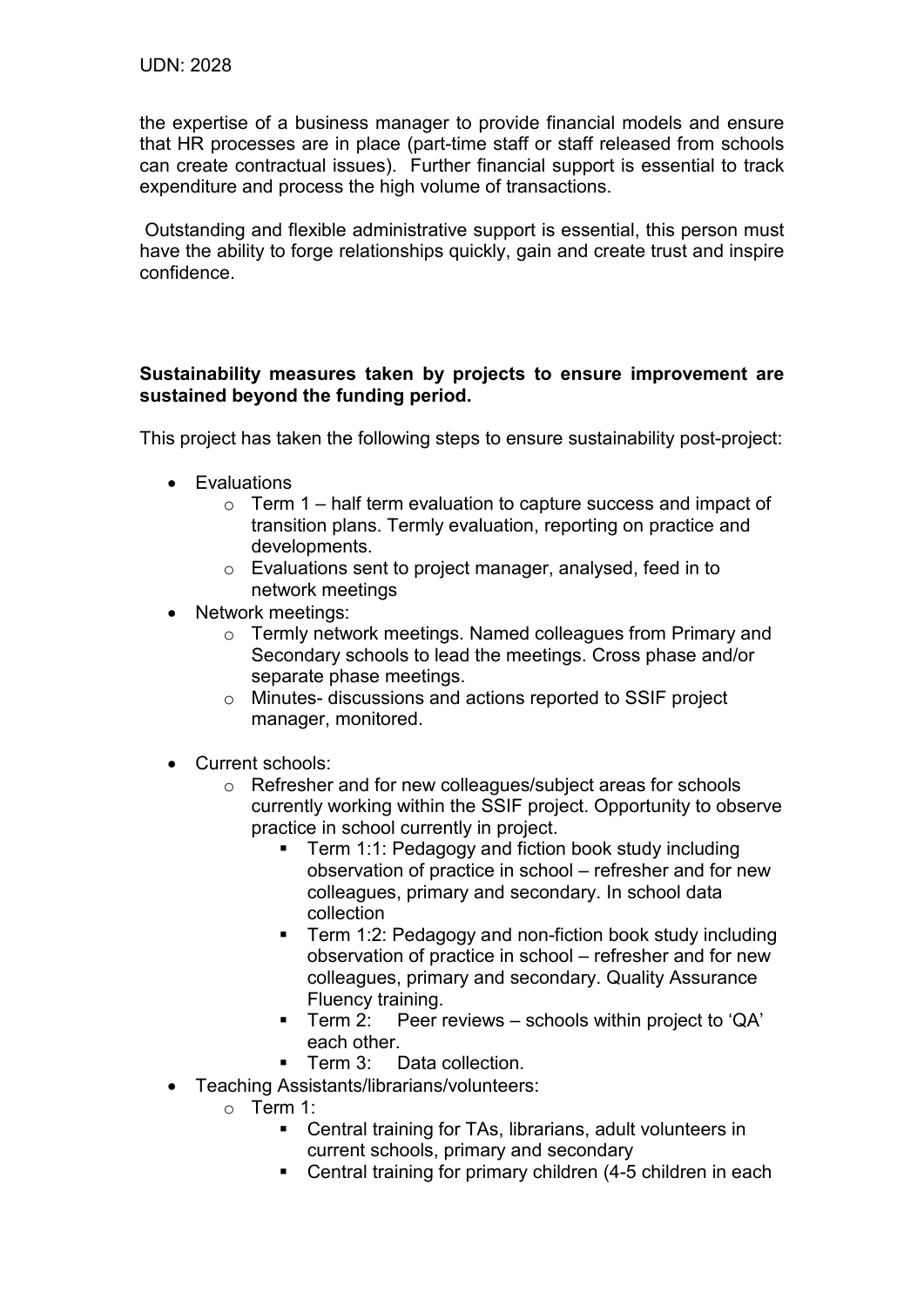the expertise of a business manager to provide financial models and ensure that HR processes are in place (part-time staff or staff released from schools can create contractual issues). Further financial support is essential to track expenditure and process the high volume of transactions.

Outstanding and flexible administrative support is essential, this person must have the ability to forge relationships quickly, gain and create trust and inspire confidence.

**Sustainability measures taken by projects to ensure improvement are sustained beyond the funding period.**

This project has taken the following steps to ensure sustainability post-project:

- Evaluations
  - Term 1 – half term evaluation to capture success and impact of transition plans. Termly evaluation, reporting on practice and developments.
  - Evaluations sent to project manager, analysed, feed in to network meetings
- Network meetings:
  - Termly network meetings. Named colleagues from Primary and Secondary schools to lead the meetings. Cross phase and/or separate phase meetings.
  - Minutes- discussions and actions reported to SSIF project manager, monitored.
- Current schools:
  - Refresher and for new colleagues/subject areas for schools currently working within the SSIF project. Opportunity to observe practice in school currently in project.
    - Term 1:1: Pedagogy and fiction book study including observation of practice in school – refresher and for new colleagues, primary and secondary. In school data collection
    - Term 1:2: Pedagogy and non-fiction book study including observation of practice in school – refresher and for new colleagues, primary and secondary. Quality Assurance Fluency training.
    - Term 2: Peer reviews – schools within project to 'QA' each other.
    - Term 3: Data collection.
- Teaching Assistants/librarians/volunteers:
  - Term 1:
    - Central training for TAs, librarians, adult volunteers in current schools, primary and secondary
    - Central training for primary children (4-5 children in each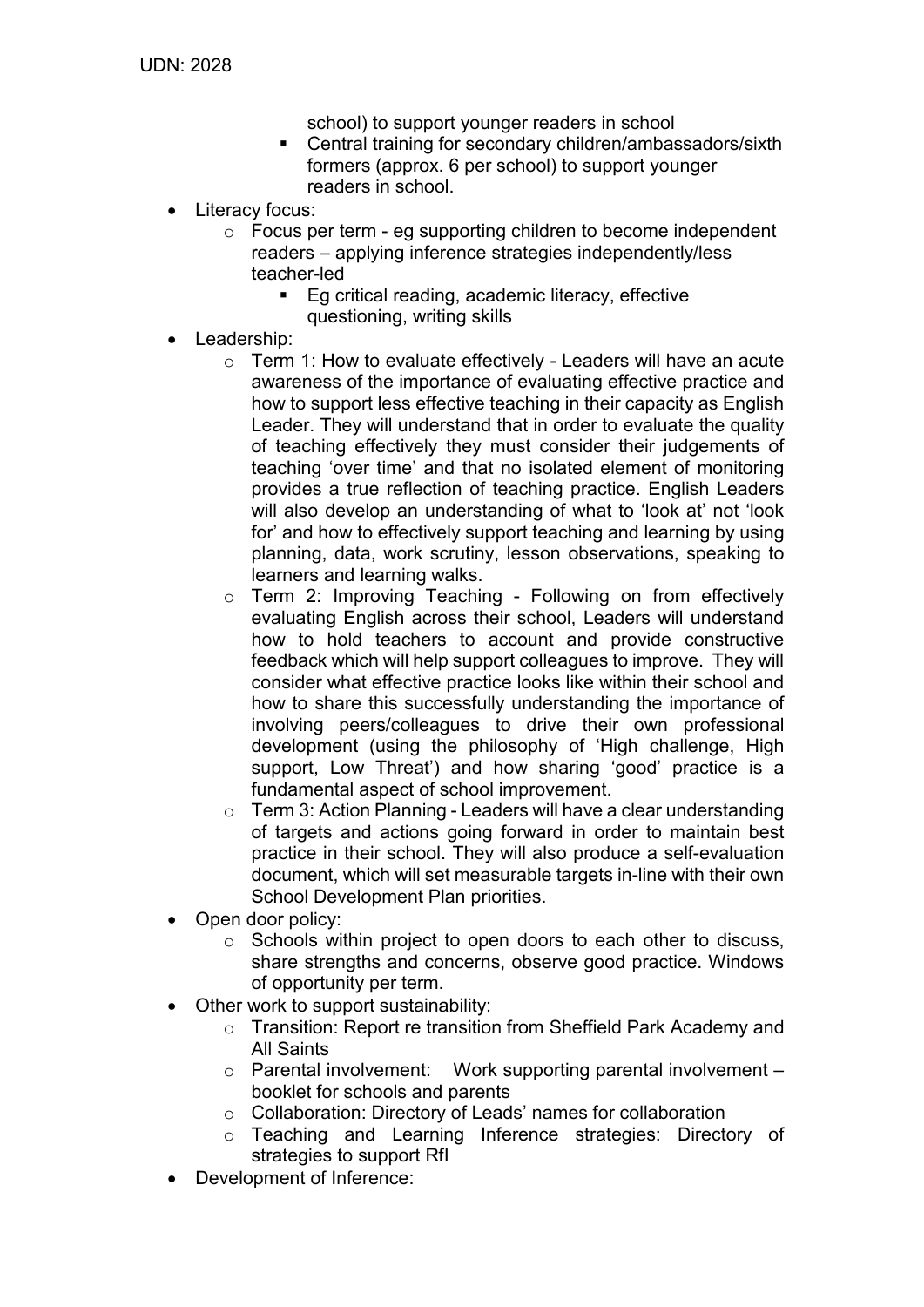school) to support younger readers in school

        - Central training for secondary children/ambassadors/sixth formers (approx. 6 per school) to support younger readers in school.

- Literacy focus:
    - Focus per term - eg supporting children to become independent readers – applying inference strategies independently/less teacher-led
        - Eg critical reading, academic literacy, effective questioning, writing skills
- Leadership:
    - Term 1: How to evaluate effectively - Leaders will have an acute awareness of the importance of evaluating effective practice and how to support less effective teaching in their capacity as English Leader. They will understand that in order to evaluate the quality of teaching effectively they must consider their judgements of teaching 'over time' and that no isolated element of monitoring provides a true reflection of teaching practice. English Leaders will also develop an understanding of what to 'look at' not 'look for' and how to effectively support teaching and learning by using planning, data, work scrutiny, lesson observations, speaking to learners and learning walks.
    - Term 2: Improving Teaching - Following on from effectively evaluating English across their school, Leaders will understand how to hold teachers to account and provide constructive feedback which will help support colleagues to improve. They will consider what effective practice looks like within their school and how to share this successfully understanding the importance of involving peers/colleagues to drive their own professional development (using the philosophy of 'High challenge, High support, Low Threat') and how sharing 'good' practice is a fundamental aspect of school improvement.
    - Term 3: Action Planning - Leaders will have a clear understanding of targets and actions going forward in order to maintain best practice in their school. They will also produce a self-evaluation document, which will set measurable targets in-line with their own School Development Plan priorities.
- Open door policy:
    - Schools within project to open doors to each other to discuss, share strengths and concerns, observe good practice. Windows of opportunity per term.
- Other work to support sustainability:
    - Transition: Report re transition from Sheffield Park Academy and All Saints
    - Parental involvement: Work supporting parental involvement – booklet for schools and parents
    - Collaboration: Directory of Leads' names for collaboration
    - Teaching and Learning Inference strategies: Directory of strategies to support RfI
- Development of Inference: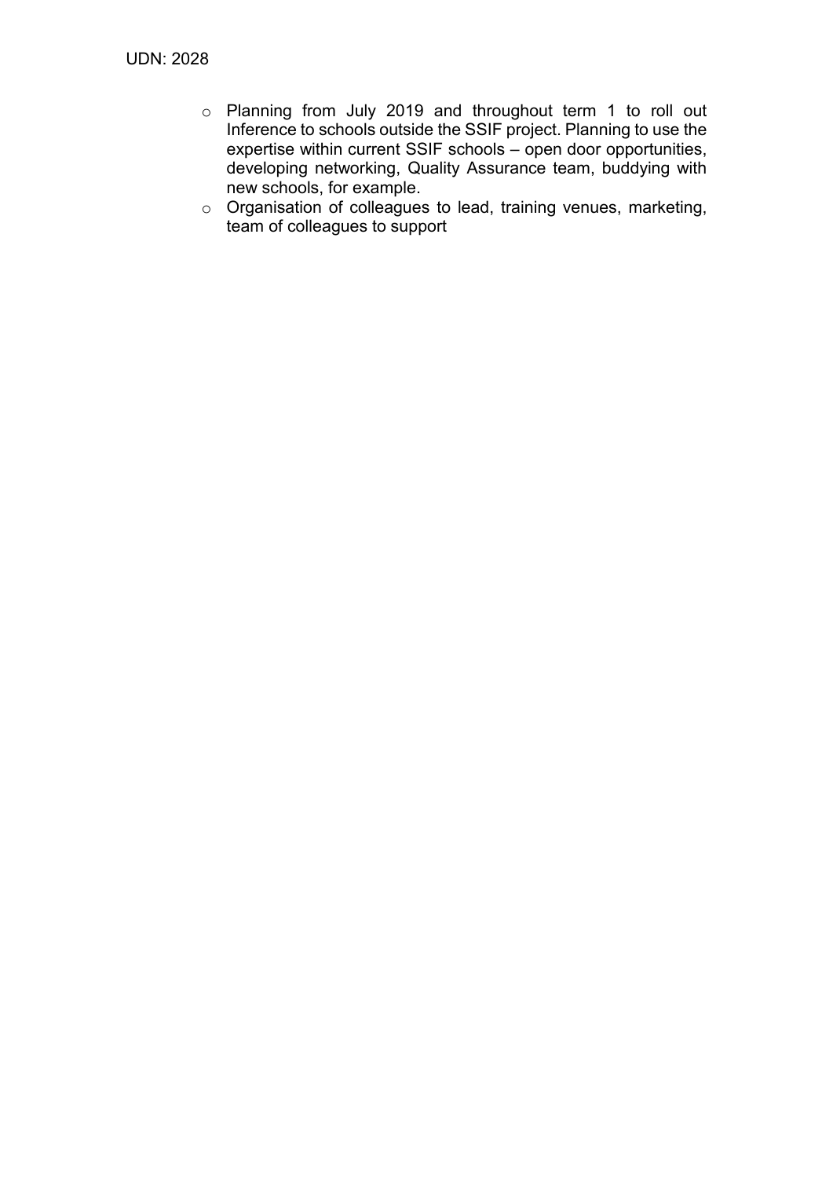- Planning from July 2019 and throughout term 1 to roll out Inference to schools outside the SSIF project. Planning to use the expertise within current SSIF schools – open door opportunities, developing networking, Quality Assurance team, buddying with new schools, for example.
- Organisation of colleagues to lead, training venues, marketing, team of colleagues to support